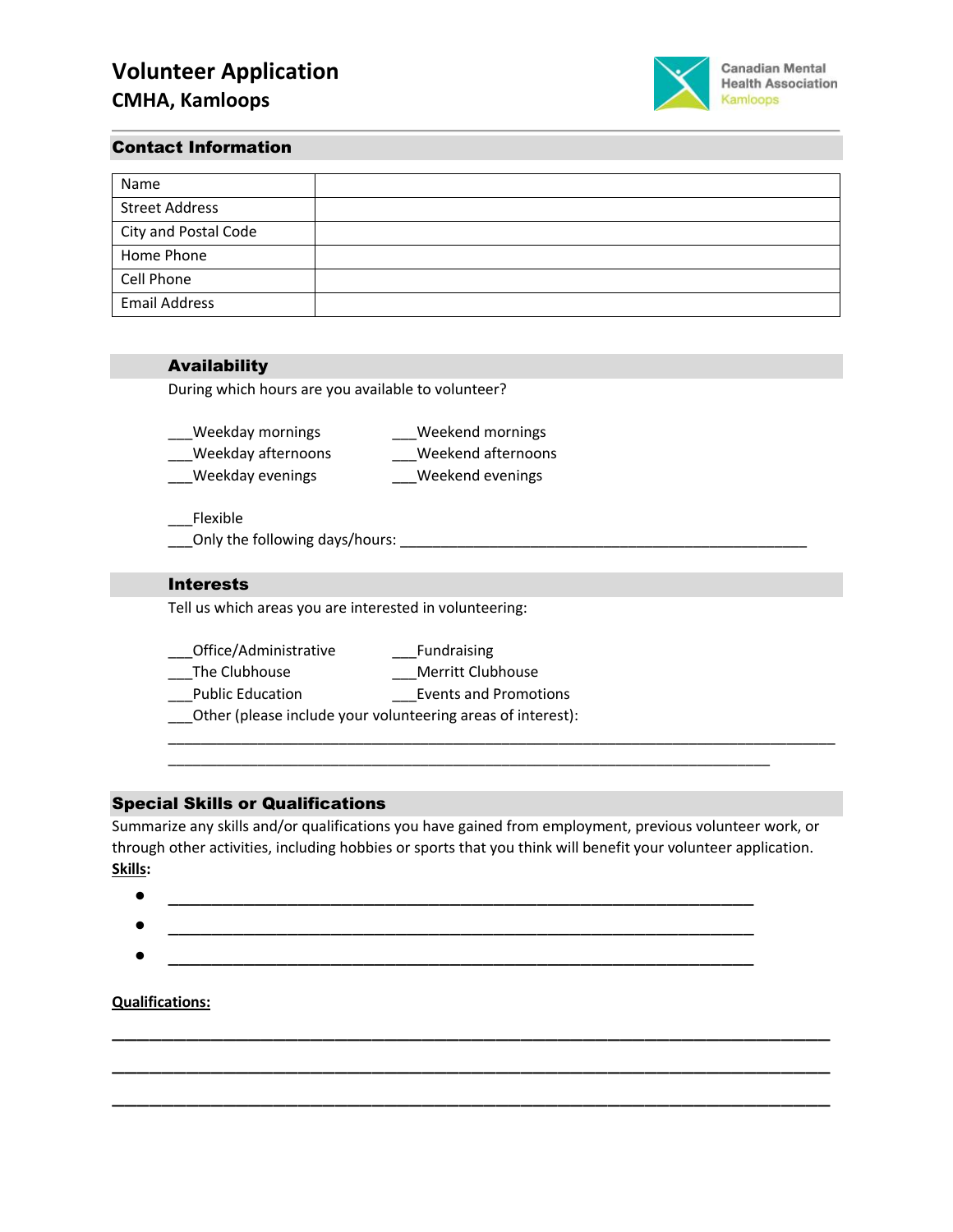# Volunteer Application

## CMHA, Kamloops

Canadian Mental Health Association Kamloops

### Contact Information

| Name | |
|---|---|
| Street Address | |
| City and Postal Code | |
| Home Phone | |
| Cell Phone | |
| Email Address | |

### Availability

During which hours are you available to volunteer?

___Weekday mornings
___Weekday afternoons
___Weekday evenings

___Weekend mornings
___Weekend afternoons
___Weekend evenings

___Flexible
___Only the following days/hours: ______________________________________________________

### Interests

Tell us which areas you are interested in volunteering:

___Office/Administrative
___The Clubhouse
___Public Education

___Fundraising
___Merritt Clubhouse
___Events and Promotions

___Other (please include your volunteering areas of interest):

________________________________________________________________________________________
________________________________________________________________________________

### Special Skills or Qualifications

Summarize any skills and/or qualifications you have gained from employment, previous volunteer work, or through other activities, including hobbies or sports that you think will benefit your volunteer application.

**Skills:**

- ______________________________________________________________________________
- ______________________________________________________________________________
- ______________________________________________________________________________

**Qualifications:**

________________________________________________________________________________________

________________________________________________________________________________________

________________________________________________________________________________________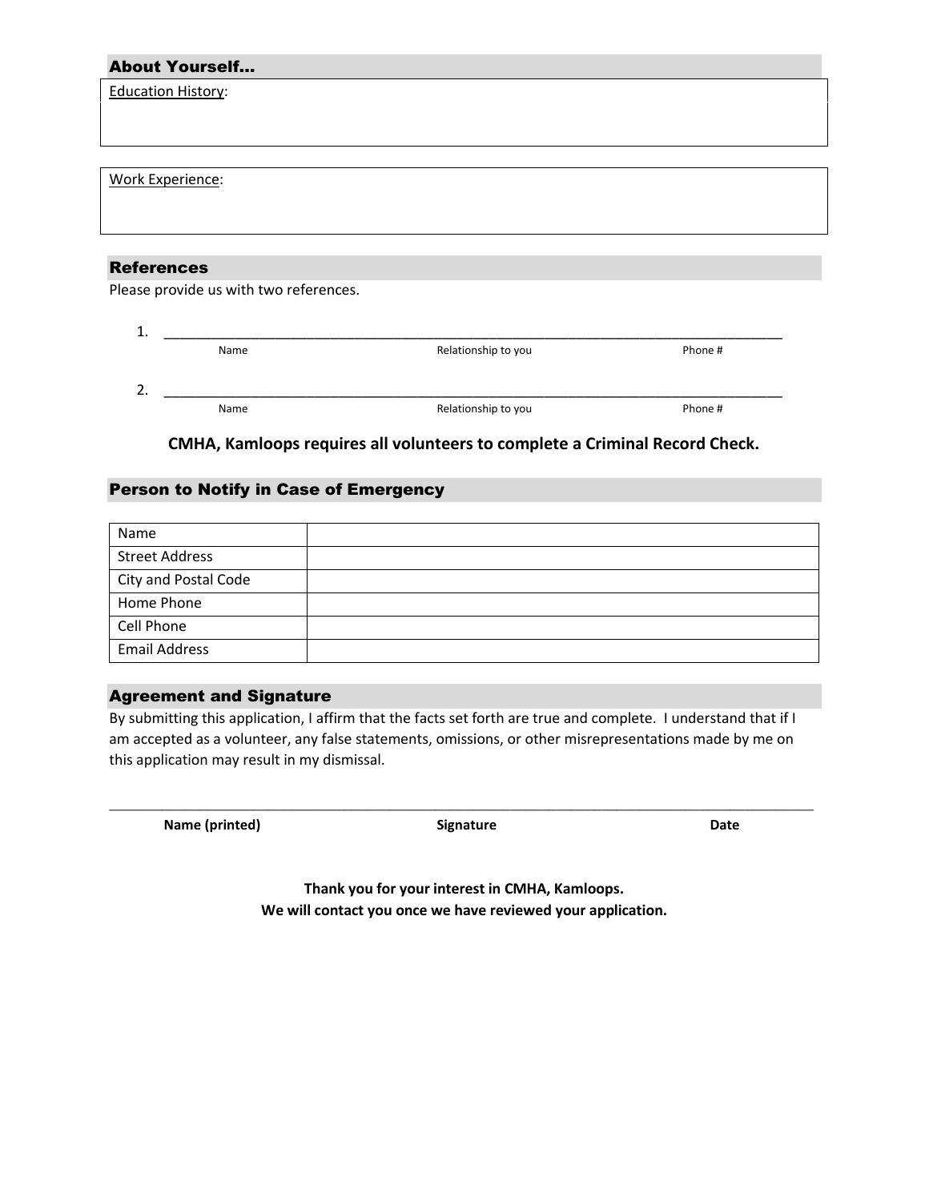## About Yourself…

<u>Education History</u>:

<u>Work Experience</u>:

## References

Please provide us with two references.

1. ______________________________________________________________________________
   Name Relationship to you Phone #

2. ______________________________________________________________________________
   Name Relationship to you Phone #

**CMHA, Kamloops requires all volunteers to complete a Criminal Record Check.**

## Person to Notify in Case of Emergency

| | |
|---|---|
| Name | |
| Street Address | |
| City and Postal Code | |
| Home Phone | |
| Cell Phone | |
| Email Address | |

## Agreement and Signature

By submitting this application, I affirm that the facts set forth are true and complete. I understand that if I am accepted as a volunteer, any false statements, omissions, or other misrepresentations made by me on this application may result in my dismissal.

___________________________________________________________________________________________

**Name (printed)** **Signature** **Date**

**Thank you for your interest in CMHA, Kamloops.**
**We will contact you once we have reviewed your application.**